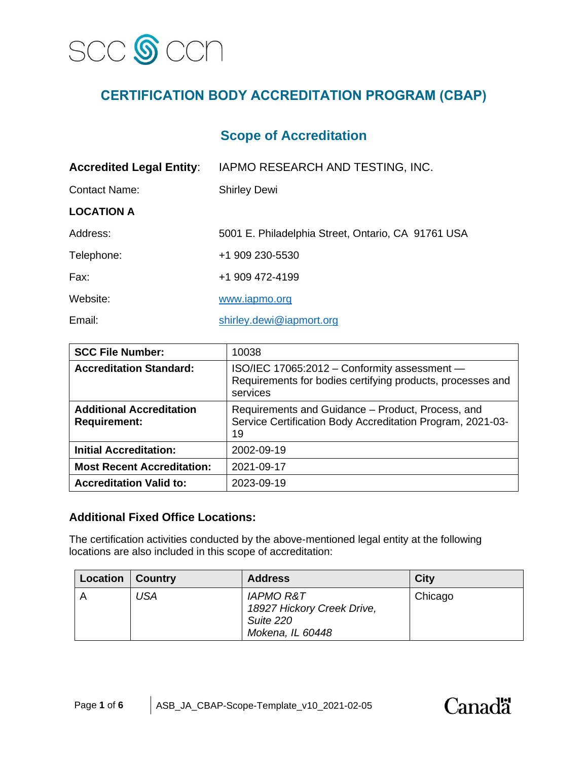SCC CCN

# CERTIFICATION BODY ACCREDITATION PROGRAM (CBAP)

## Scope of Accreditation

**Accredited Legal Entity**: IAPMO RESEARCH AND TESTING, INC.

Contact Name: Shirley Dewi

**LOCATION A**

Address: 5001 E. Philadelphia Street, Ontario, CA 91761 USA

Telephone: +1 909 230-5530

Fax: +1 909 472-4199

Website: www.iapmo.org

Email: shirley.dewi@iapmort.org

| **SCC File Number:** | 10038 |
|---|---|
| **Accreditation Standard:** | ISO/IEC 17065:2012 – Conformity assessment — Requirements for bodies certifying products, processes and services |
| **Additional Accreditation Requirement:** | Requirements and Guidance – Product, Process, and Service Certification Body Accreditation Program, 2021-03-19 |
| **Initial Accreditation:** | 2002-09-19 |
| **Most Recent Accreditation:** | 2021-09-17 |
| **Accreditation Valid to:** | 2023-09-19 |

### Additional Fixed Office Locations:

The certification activities conducted by the above-mentioned legal entity at the following locations are also included in this scope of accreditation:

| Location | Country | Address | City |
|---|---|---|---|
| A | *USA* | *IAPMO R&T<br>18927 Hickory Creek Drive, Suite 220<br>Mokena, IL 60448* | Chicago |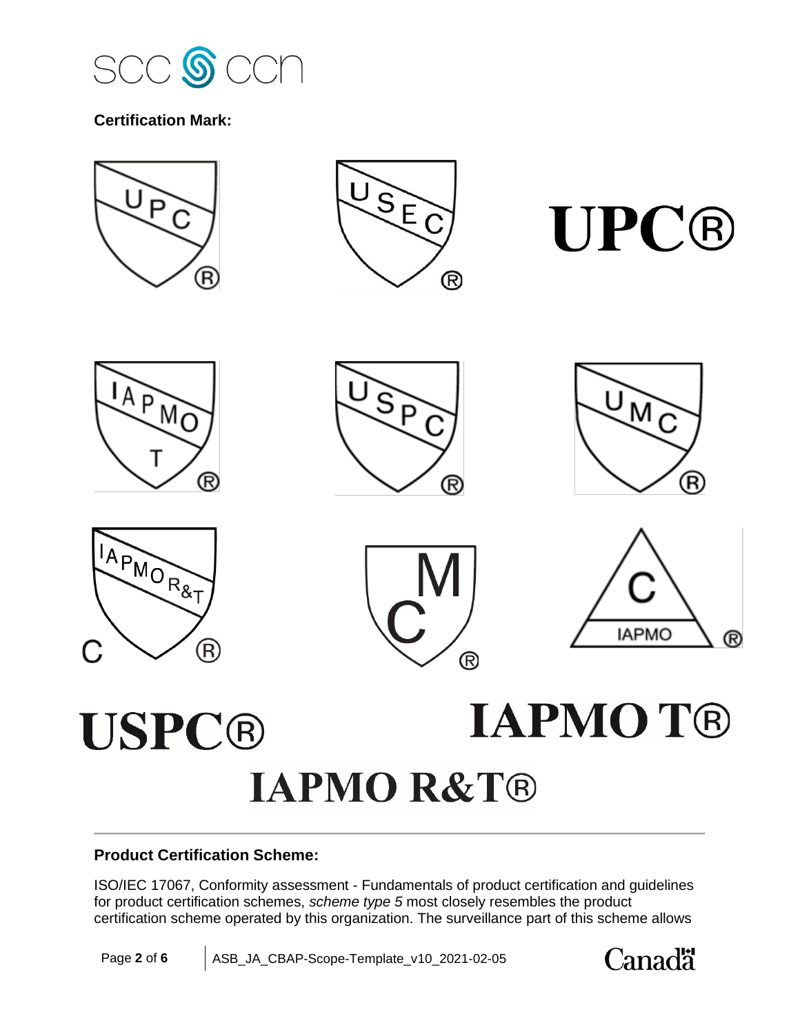**Certification Mark:**

UPC®

USPC®

IAPMO T®

IAPMO R&T®

**Product Certification Scheme:**

ISO/IEC 17067, Conformity assessment - Fundamentals of product certification and guidelines for product certification schemes, *scheme type 5* most closely resembles the product certification scheme operated by this organization. The surveillance part of this scheme allows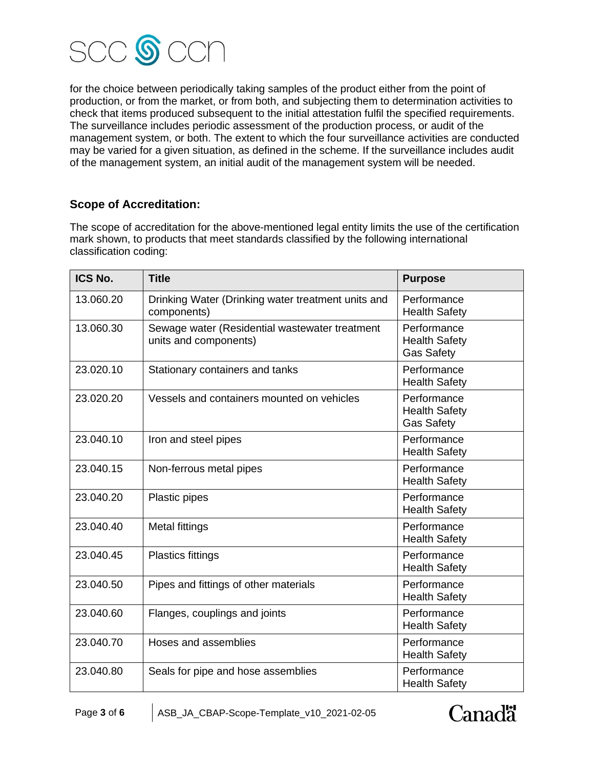for the choice between periodically taking samples of the product either from the point of production, or from the market, or from both, and subjecting them to determination activities to check that items produced subsequent to the initial attestation fulfil the specified requirements. The surveillance includes periodic assessment of the production process, or audit of the management system, or both. The extent to which the four surveillance activities are conducted may be varied for a given situation, as defined in the scheme. If the surveillance includes audit of the management system, an initial audit of the management system will be needed.

### Scope of Accreditation:

The scope of accreditation for the above-mentioned legal entity limits the use of the certification mark shown, to products that meet standards classified by the following international classification coding:

| ICS No. | Title | Purpose |
|---|---|---|
| 13.060.20 | Drinking Water (Drinking water treatment units and components) | Performance<br>Health Safety |
| 13.060.30 | Sewage water (Residential wastewater treatment units and components) | Performance<br>Health Safety<br>Gas Safety |
| 23.020.10 | Stationary containers and tanks | Performance<br>Health Safety |
| 23.020.20 | Vessels and containers mounted on vehicles | Performance<br>Health Safety<br>Gas Safety |
| 23.040.10 | Iron and steel pipes | Performance<br>Health Safety |
| 23.040.15 | Non-ferrous metal pipes | Performance<br>Health Safety |
| 23.040.20 | Plastic pipes | Performance<br>Health Safety |
| 23.040.40 | Metal fittings | Performance<br>Health Safety |
| 23.040.45 | Plastics fittings | Performance<br>Health Safety |
| 23.040.50 | Pipes and fittings of other materials | Performance<br>Health Safety |
| 23.040.60 | Flanges, couplings and joints | Performance<br>Health Safety |
| 23.040.70 | Hoses and assemblies | Performance<br>Health Safety |
| 23.040.80 | Seals for pipe and hose assemblies | Performance<br>Health Safety |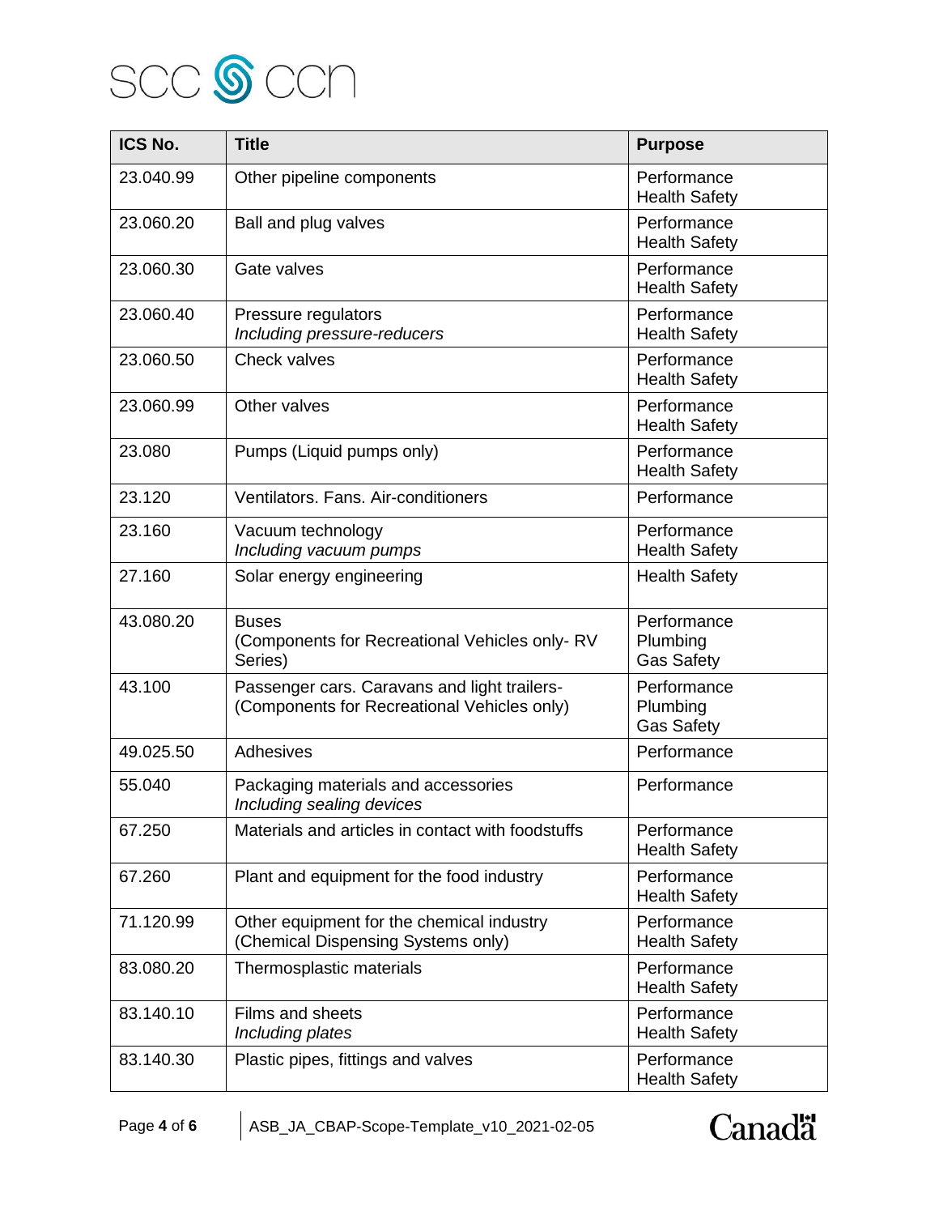| ICS No. | Title | Purpose |
|---|---|---|
| 23.040.99 | Other pipeline components | Performance<br>Health Safety |
| 23.060.20 | Ball and plug valves | Performance<br>Health Safety |
| 23.060.30 | Gate valves | Performance<br>Health Safety |
| 23.060.40 | Pressure regulators<br>*Including pressure-reducers* | Performance<br>Health Safety |
| 23.060.50 | Check valves | Performance<br>Health Safety |
| 23.060.99 | Other valves | Performance<br>Health Safety |
| 23.080 | Pumps (Liquid pumps only) | Performance<br>Health Safety |
| 23.120 | Ventilators. Fans. Air-conditioners | Performance |
| 23.160 | Vacuum technology<br>*Including vacuum pumps* | Performance<br>Health Safety |
| 27.160 | Solar energy engineering | Health Safety |
| 43.080.20 | Buses<br>(Components for Recreational Vehicles only- RV Series) | Performance<br>Plumbing<br>Gas Safety |
| 43.100 | Passenger cars. Caravans and light trailers-<br>(Components for Recreational Vehicles only) | Performance<br>Plumbing<br>Gas Safety |
| 49.025.50 | Adhesives | Performance |
| 55.040 | Packaging materials and accessories<br>*Including sealing devices* | Performance |
| 67.250 | Materials and articles in contact with foodstuffs | Performance<br>Health Safety |
| 67.260 | Plant and equipment for the food industry | Performance<br>Health Safety |
| 71.120.99 | Other equipment for the chemical industry<br>(Chemical Dispensing Systems only) | Performance<br>Health Safety |
| 83.080.20 | Thermosplastic materials | Performance<br>Health Safety |
| 83.140.10 | Films and sheets<br>*Including plates* | Performance<br>Health Safety |
| 83.140.30 | Plastic pipes, fittings and valves | Performance<br>Health Safety |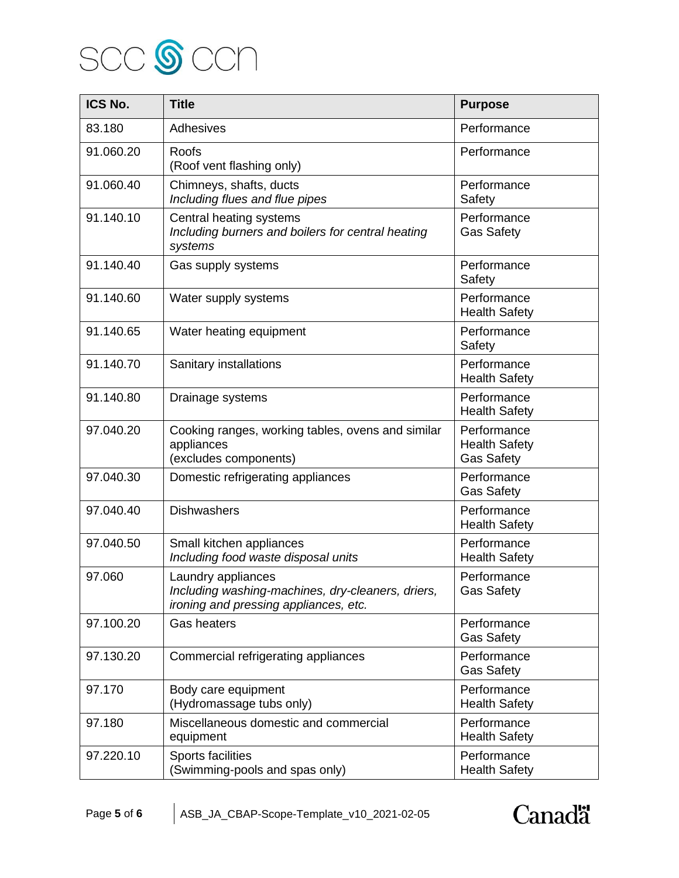| ICS No. | Title | Purpose |
|---|---|---|
| 83.180 | Adhesives | Performance |
| 91.060.20 | Roofs<br>(Roof vent flashing only) | Performance |
| 91.060.40 | Chimneys, shafts, ducts<br>*Including flues and flue pipes* | Performance<br>Safety |
| 91.140.10 | Central heating systems<br>*Including burners and boilers for central heating systems* | Performance<br>Gas Safety |
| 91.140.40 | Gas supply systems | Performance<br>Safety |
| 91.140.60 | Water supply systems | Performance<br>Health Safety |
| 91.140.65 | Water heating equipment | Performance<br>Safety |
| 91.140.70 | Sanitary installations | Performance<br>Health Safety |
| 91.140.80 | Drainage systems | Performance<br>Health Safety |
| 97.040.20 | Cooking ranges, working tables, ovens and similar appliances<br>(excludes components) | Performance<br>Health Safety<br>Gas Safety |
| 97.040.30 | Domestic refrigerating appliances | Performance<br>Gas Safety |
| 97.040.40 | Dishwashers | Performance<br>Health Safety |
| 97.040.50 | Small kitchen appliances<br>*Including food waste disposal units* | Performance<br>Health Safety |
| 97.060 | Laundry appliances<br>*Including washing-machines, dry-cleaners, driers, ironing and pressing appliances, etc.* | Performance<br>Gas Safety |
| 97.100.20 | Gas heaters | Performance<br>Gas Safety |
| 97.130.20 | Commercial refrigerating appliances | Performance<br>Gas Safety |
| 97.170 | Body care equipment<br>(Hydromassage tubs only) | Performance<br>Health Safety |
| 97.180 | Miscellaneous domestic and commercial equipment | Performance<br>Health Safety |
| 97.220.10 | Sports facilities<br>(Swimming-pools and spas only) | Performance<br>Health Safety |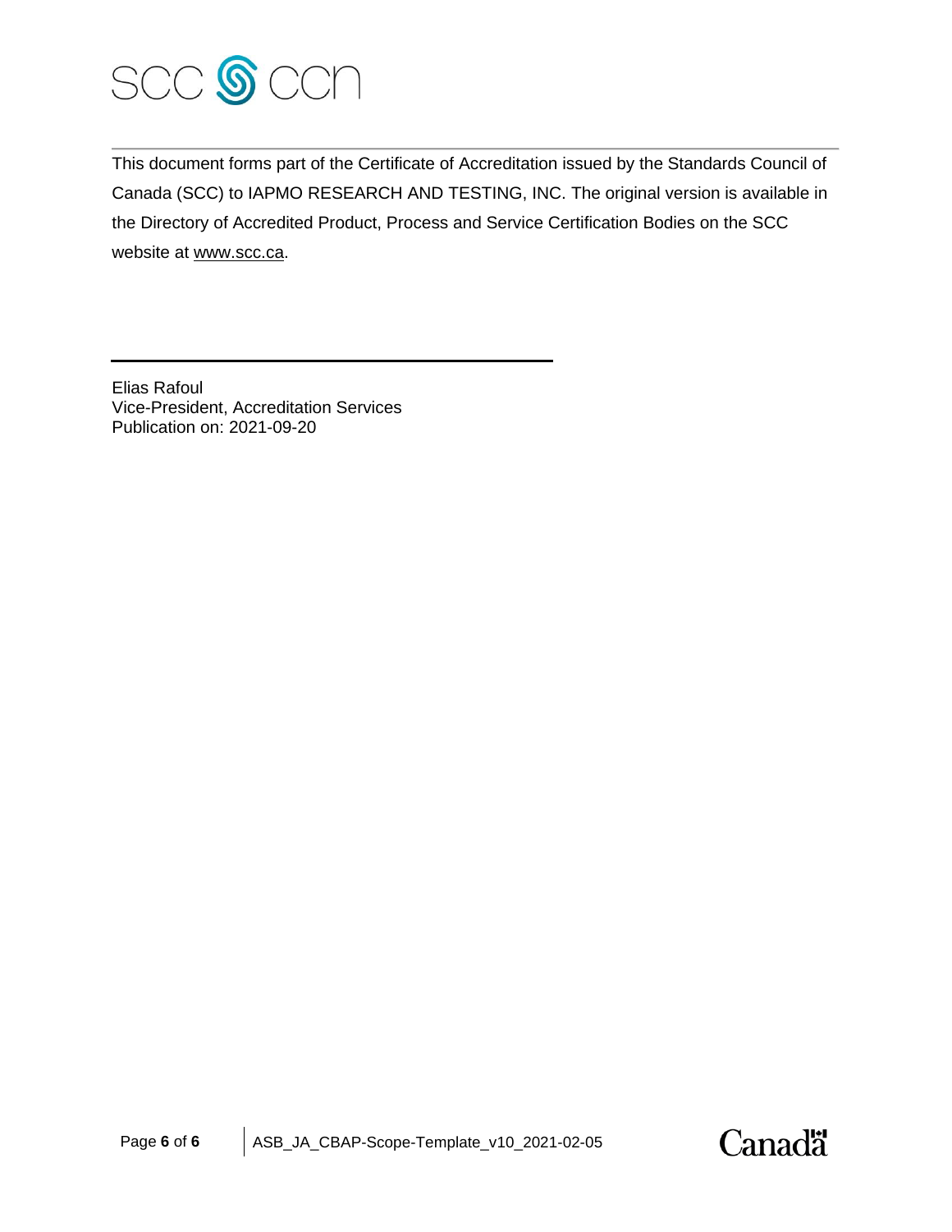This document forms part of the Certificate of Accreditation issued by the Standards Council of Canada (SCC) to IAPMO RESEARCH AND TESTING, INC. The original version is available in the Directory of Accredited Product, Process and Service Certification Bodies on the SCC website at www.scc.ca.

Elias Rafoul
Vice-President, Accreditation Services
Publication on: 2021-09-20